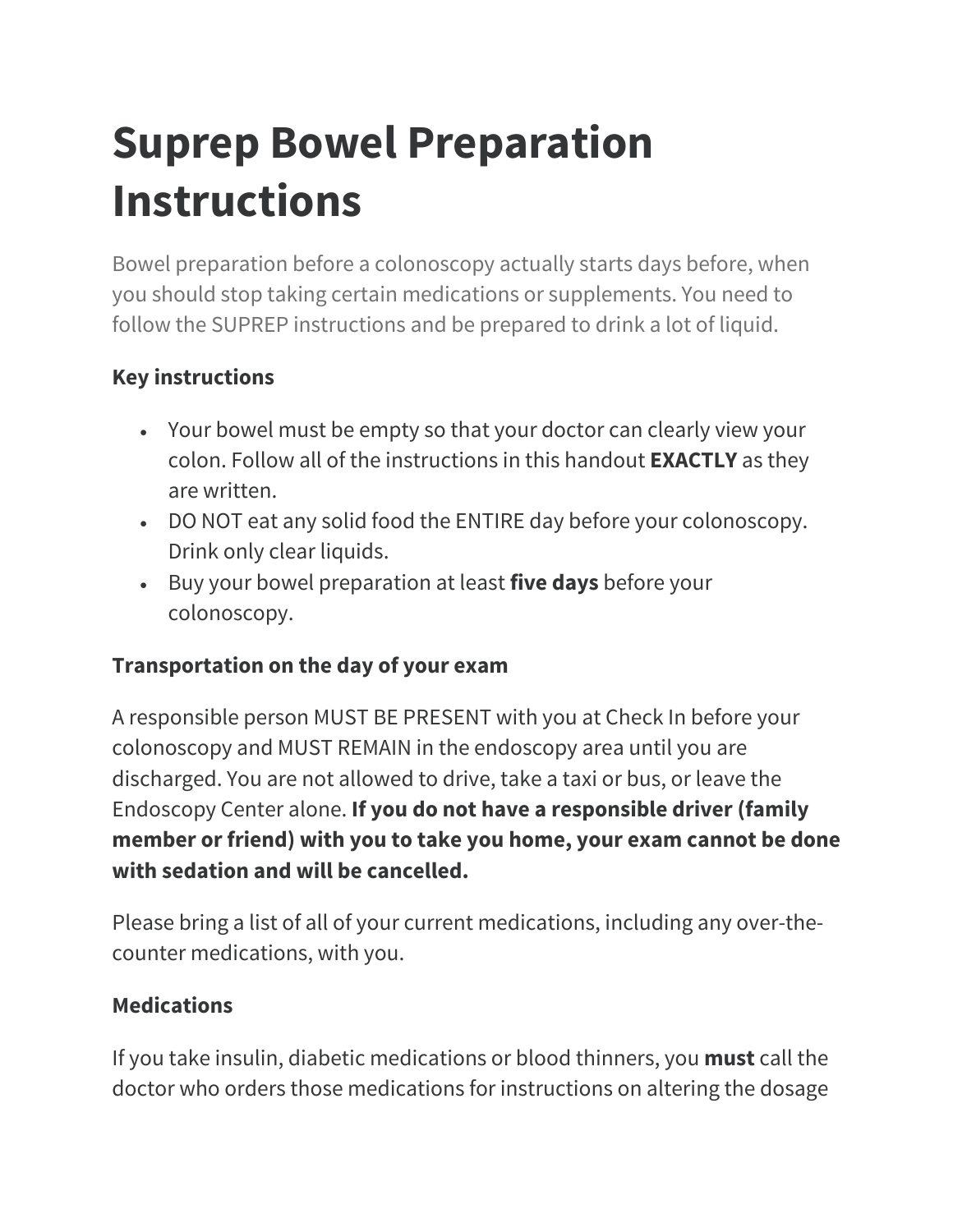# Suprep Bowel Preparation Instructions

Bowel preparation before a colonoscopy actually starts days before, when you should stop taking certain medications or supplements. You need to follow the SUPREP instructions and be prepared to drink a lot of liquid.

### Key instructions

- Your bowel must be empty so that your doctor can clearly view your colon. Follow all of the instructions in this handout **EXACTLY** as they are written.
- DO NOT eat any solid food the ENTIRE day before your colonoscopy. Drink only clear liquids.
- Buy your bowel preparation at least **five days** before your colonoscopy.

### Transportation on the day of your exam

A responsible person MUST BE PRESENT with you at Check In before your colonoscopy and MUST REMAIN in the endoscopy area until you are discharged. You are not allowed to drive, take a taxi or bus, or leave the Endoscopy Center alone. **If you do not have a responsible driver (family member or friend) with you to take you home, your exam cannot be done with sedation and will be cancelled.**

Please bring a list of all of your current medications, including any over-the-counter medications, with you.

### Medications

If you take insulin, diabetic medications or blood thinners, you **must** call the doctor who orders those medications for instructions on altering the dosage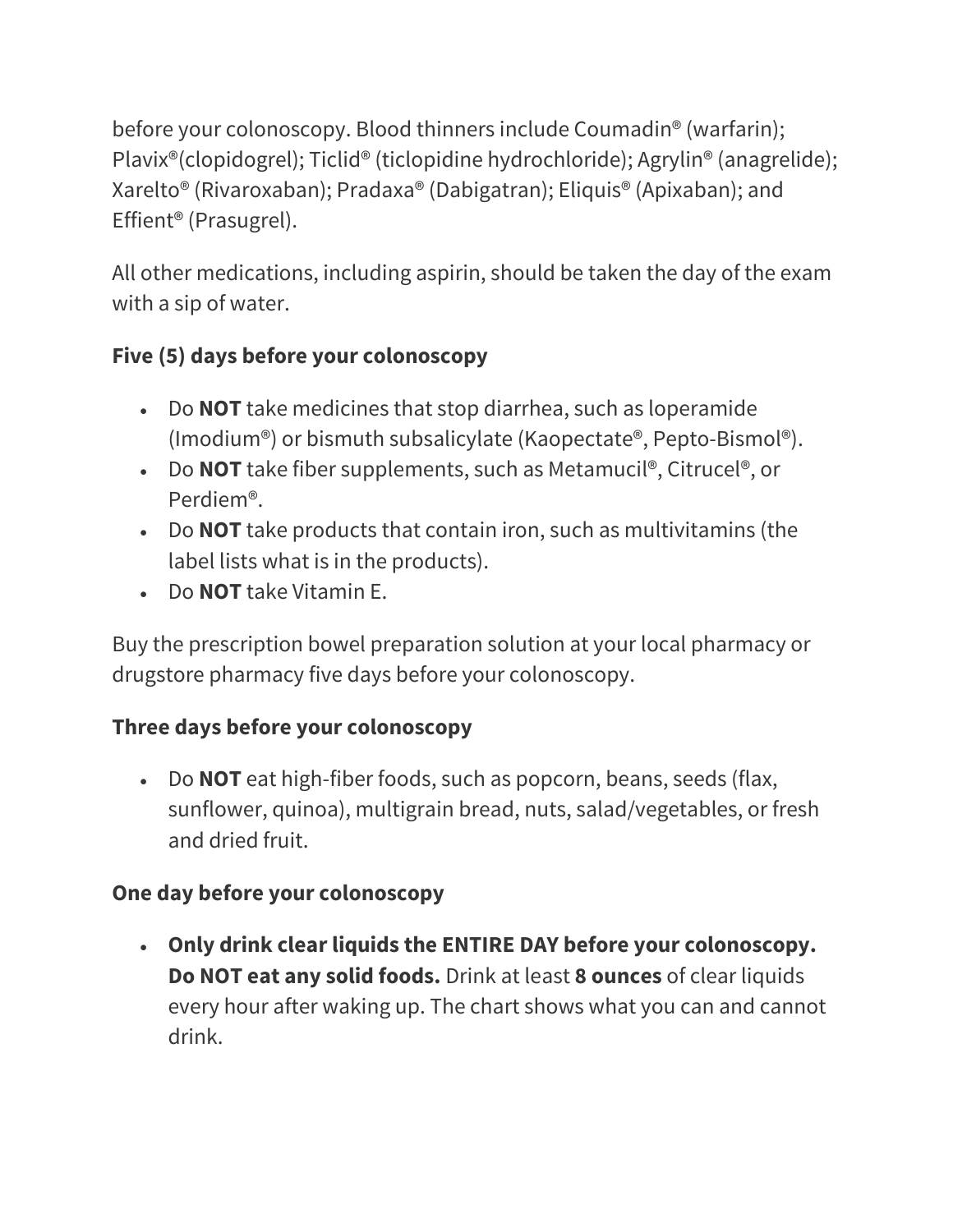before your colonoscopy. Blood thinners include Coumadin® (warfarin); Plavix®(clopidogrel); Ticlid® (ticlopidine hydrochloride); Agrylin® (anagrelide); Xarelto® (Rivaroxaban); Pradaxa® (Dabigatran); Eliquis® (Apixaban); and Effient® (Prasugrel).

All other medications, including aspirin, should be taken the day of the exam with a sip of water.

**Five (5) days before your colonoscopy**

- Do **NOT** take medicines that stop diarrhea, such as loperamide (Imodium®) or bismuth subsalicylate (Kaopectate®, Pepto-Bismol®).
- Do **NOT** take fiber supplements, such as Metamucil®, Citrucel®, or Perdiem®.
- Do **NOT** take products that contain iron, such as multivitamins (the label lists what is in the products).
- Do **NOT** take Vitamin E.

Buy the prescription bowel preparation solution at your local pharmacy or drugstore pharmacy five days before your colonoscopy.

**Three days before your colonoscopy**

- Do **NOT** eat high-fiber foods, such as popcorn, beans, seeds (flax, sunflower, quinoa), multigrain bread, nuts, salad/vegetables, or fresh and dried fruit.

**One day before your colonoscopy**

- **Only drink clear liquids the ENTIRE DAY before your colonoscopy. Do NOT eat any solid foods.** Drink at least **8 ounces** of clear liquids every hour after waking up. The chart shows what you can and cannot drink.